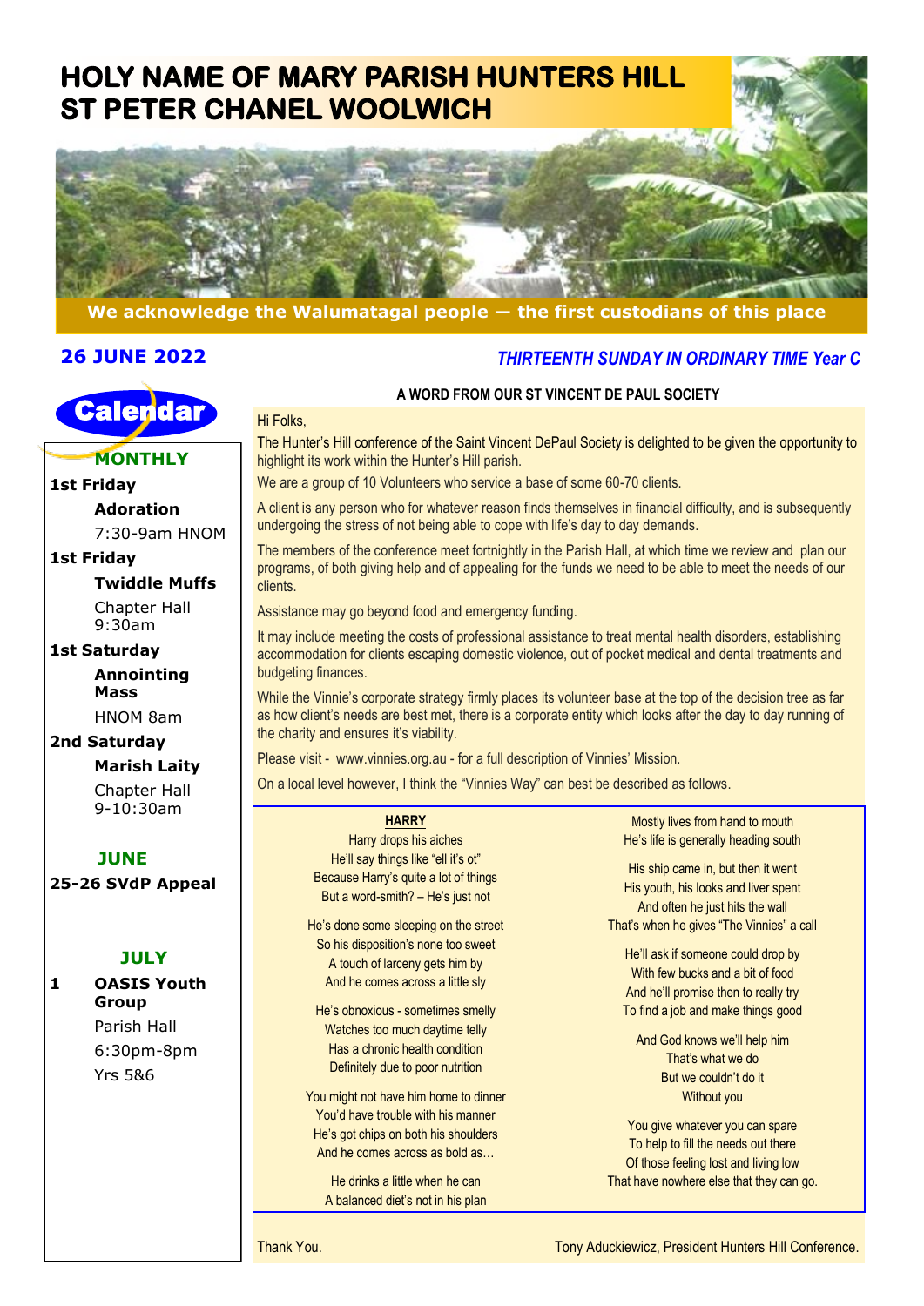# HOLY NAME OF MARY PARISH HUNTERS HILL
# ST PETER CHANEL WOOLWICH

**We acknowledge the Walumatagal people — the first custodians of this place**

**26 JUNE 2022**

***THIRTEENTH SUNDAY IN ORDINARY TIME Year C***

## Calendar

### MONTHLY

**1st Friday**
**Adoration**
7:30-9am HNOM

**1st Friday**
**Twiddle Muffs**
Chapter Hall 9:30am

**1st Saturday**
**Annointing Mass**
HNOM 8am

**2nd Saturday**
**Marish Laity**
Chapter Hall 9-10:30am

### JUNE

**25-26 SVdP Appeal**

### JULY

**1 OASIS Youth Group**
Parish Hall
6:30pm-8pm
Yrs 5&6

## A WORD FROM OUR ST VINCENT DE PAUL SOCIETY

Hi Folks,

The Hunter's Hill conference of the Saint Vincent DePaul Society is delighted to be given the opportunity to highlight its work within the Hunter's Hill parish.

We are a group of 10 Volunteers who service a base of some 60-70 clients.

A client is any person who for whatever reason finds themselves in financial difficulty, and is subsequently undergoing the stress of not being able to cope with life's day to day demands.

The members of the conference meet fortnightly in the Parish Hall, at which time we review and plan our programs, of both giving help and of appealing for the funds we need to be able to meet the needs of our clients.

Assistance may go beyond food and emergency funding.

It may include meeting the costs of professional assistance to treat mental health disorders, establishing accommodation for clients escaping domestic violence, out of pocket medical and dental treatments and budgeting finances.

While the Vinnie's corporate strategy firmly places its volunteer base at the top of the decision tree as far as how client's needs are best met, there is a corporate entity which looks after the day to day running of the charity and ensures it's viability.

Please visit - www.vinnies.org.au - for a full description of Vinnies' Mission.

On a local level however, I think the "Vinnies Way" can best be described as follows.

**HARRY**

Harry drops his aiches
He'll say things like "ell it's ot"
Because Harry's quite a lot of things
But a word-smith? – He's just not

He's done some sleeping on the street
So his disposition's none too sweet
A touch of larceny gets him by
And he comes across a little sly

He's obnoxious - sometimes smelly
Watches too much daytime telly
Has a chronic health condition
Definitely due to poor nutrition

You might not have him home to dinner
You'd have trouble with his manner
He's got chips on both his shoulders
And he comes across as bold as…

He drinks a little when he can
A balanced diet's not in his plan
Mostly lives from hand to mouth
He's life is generally heading south

His ship came in, but then it went
His youth, his looks and liver spent
And often he just hits the wall
That's when he gives "The Vinnies" a call

He'll ask if someone could drop by
With few bucks and a bit of food
And he'll promise then to really try
To find a job and make things good

And God knows we'll help him
That's what we do
But we couldn't do it
Without you

You give whatever you can spare
To help to fill the needs out there
Of those feeling lost and living low
That have nowhere else that they can go.

Thank You.

Tony Aduckiewicz, President Hunters Hill Conference.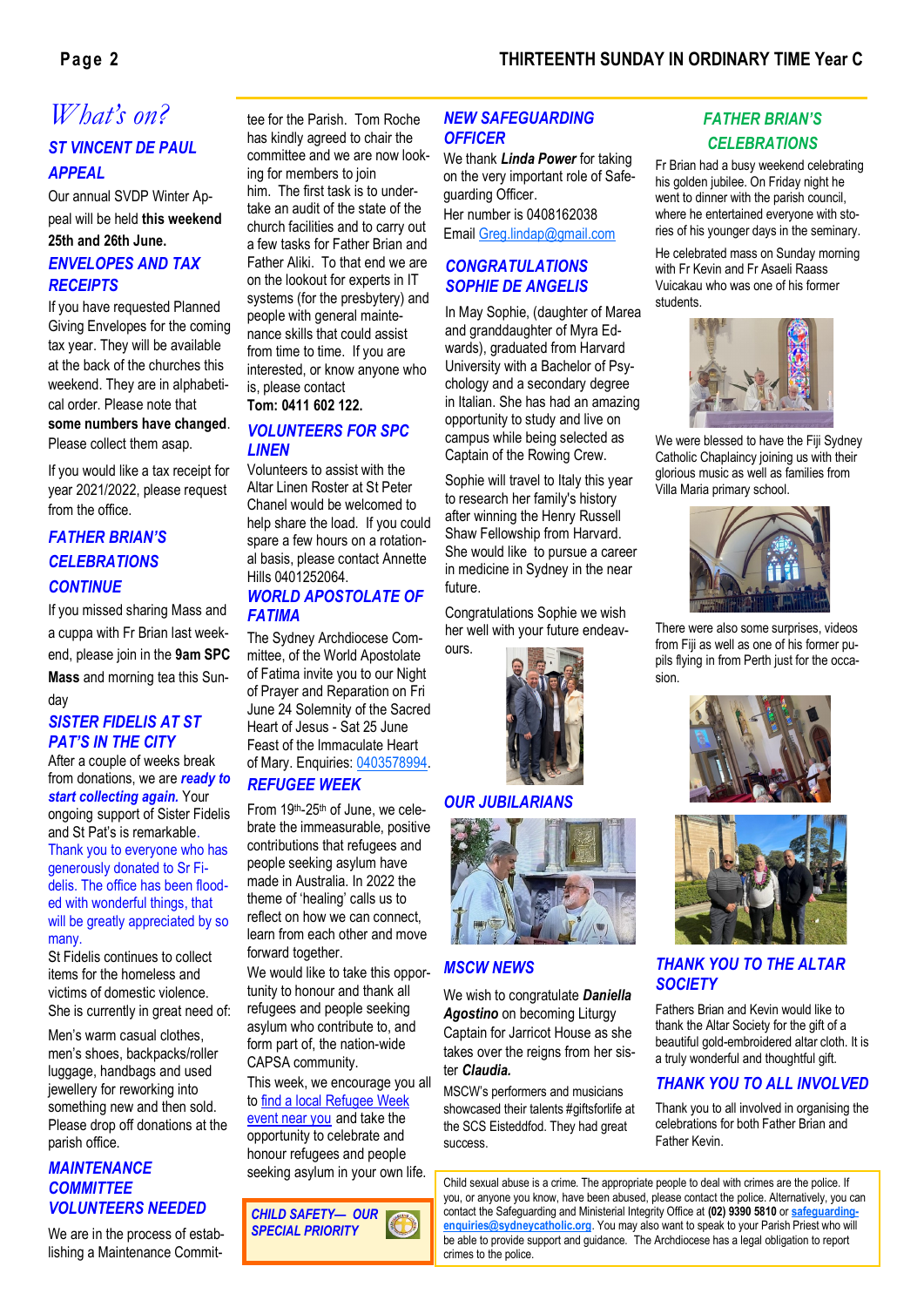# What's on?

## ST VINCENT DE PAUL APPEAL

Our annual SVDP Winter Appeal will be held **this weekend 25th and 26th June.**

## ENVELOPES AND TAX RECEIPTS

If you have requested Planned Giving Envelopes for the coming tax year. They will be available at the back of the churches this weekend. They are in alphabetical order. Please note that **some numbers have changed**. Please collect them asap.

If you would like a tax receipt for year 2021/2022, please request from the office.

## FATHER BRIAN'S CELEBRATIONS CONTINUE

If you missed sharing Mass and a cuppa with Fr Brian last weekend, please join in the **9am SPC Mass** and morning tea this Sunday

## SISTER FIDELIS AT ST PAT'S IN THE CITY

After a couple of weeks break from donations, we are ***ready to start collecting again.*** Your ongoing support of Sister Fidelis and St Pat's is remarkable. Thank you to everyone who has generously donated to Sr Fidelis. The office has been flooded with wonderful things, that will be greatly appreciated by so many.

St Fidelis continues to collect items for the homeless and victims of domestic violence. She is currently in great need of:

Men's warm casual clothes, men's shoes, backpacks/roller luggage, handbags and used jewellery for reworking into something new and then sold. Please drop off donations at the parish office.

## MAINTENANCE COMMITTEE VOLUNTEERS NEEDED

We are in the process of establishing a Maintenance Committee for the Parish. Tom Roche has kindly agreed to chair the committee and we are now looking for members to join him. The first task is to undertake an audit of the state of the church facilities and to carry out a few tasks for Father Brian and Father Aliki. To that end we are on the lookout for experts in IT systems (for the presbytery) and people with general maintenance skills that could assist from time to time. If you are interested, or know anyone who is, please contact **Tom: 0411 602 122.**

## VOLUNTEERS FOR SPC LINEN

Volunteers to assist with the Altar Linen Roster at St Peter Chanel would be welcomed to help share the load. If you could spare a few hours on a rotational basis, please contact Annette Hills 0401252064.

## WORLD APOSTOLATE OF FATIMA

The Sydney Archdiocese Committee, of the World Apostolate of Fatima invite you to our Night of Prayer and Reparation on Fri June 24 Solemnity of the Sacred Heart of Jesus - Sat 25 June Feast of the Immaculate Heart of Mary. Enquiries: 0403578994.

## REFUGEE WEEK

From 19th-25th of June, we celebrate the immeasurable, positive contributions that refugees and people seeking asylum have made in Australia. In 2022 the theme of 'healing' calls us to reflect on how we can connect, learn from each other and move forward together.

We would like to take this opportunity to honour and thank all refugees and people seeking asylum who contribute to, and form part of, the nation-wide CAPSA community.

This week, we encourage you all to find a local Refugee Week event near you and take the opportunity to celebrate and honour refugees and people seeking asylum in your own life.

## NEW SAFEGUARDING OFFICER

We thank ***Linda Power*** for taking on the very important role of Safeguarding Officer.

Her number is 0408162038

Email Greg.lindap@gmail.com

## CONGRATULATIONS SOPHIE DE ANGELIS

In May Sophie, (daughter of Marea and granddaughter of Myra Edwards), graduated from Harvard University with a Bachelor of Psychology and a secondary degree in Italian. She has had an amazing opportunity to study and live on campus while being selected as Captain of the Rowing Crew.

Sophie will travel to Italy this year to research her family's history after winning the Henry Russell Shaw Fellowship from Harvard. She would like to pursue a career in medicine in Sydney in the near future.

Congratulations Sophie we wish her well with your future endeavours.

## OUR JUBILARIANS

## MSCW NEWS

We wish to congratulate ***Daniella Agostino*** on becoming Liturgy Captain for Jarricot House as she takes over the reigns from her sister ***Claudia.***

MSCW's performers and musicians showcased their talents #giftsforlife at the SCS Eisteddfod. They had great success.

## FATHER BRIAN'S CELEBRATIONS

Fr Brian had a busy weekend celebrating his golden jubilee. On Friday night he went to dinner with the parish council, where he entertained everyone with stories of his younger days in the seminary.

He celebrated mass on Sunday morning with Fr Kevin and Fr Asaeli Raass Vuicakau who was one of his former students.

We were blessed to have the Fiji Sydney Catholic Chaplaincy joining us with their glorious music as well as families from Villa Maria primary school.

There were also some surprises, videos from Fiji as well as one of his former pupils flying in from Perth just for the occasion.

## THANK YOU TO THE ALTAR SOCIETY

Fathers Brian and Kevin would like to thank the Altar Society for the gift of a beautiful gold-embroidered altar cloth. It is a truly wonderful and thoughtful gift.

## THANK YOU TO ALL INVOLVED

Thank you to all involved in organising the celebrations for both Father Brian and Father Kevin.

***CHILD SAFETY— OUR SPECIAL PRIORITY***

Child sexual abuse is a crime. The appropriate people to deal with crimes are the police. If you, or anyone you know, have been abused, please contact the police. Alternatively, you can contact the Safeguarding and Ministerial Integrity Office at **(02) 9390 5810** or **safeguarding-enquiries@sydneycatholic.org**. You may also want to speak to your Parish Priest who will be able to provide support and guidance. The Archdiocese has a legal obligation to report crimes to the police.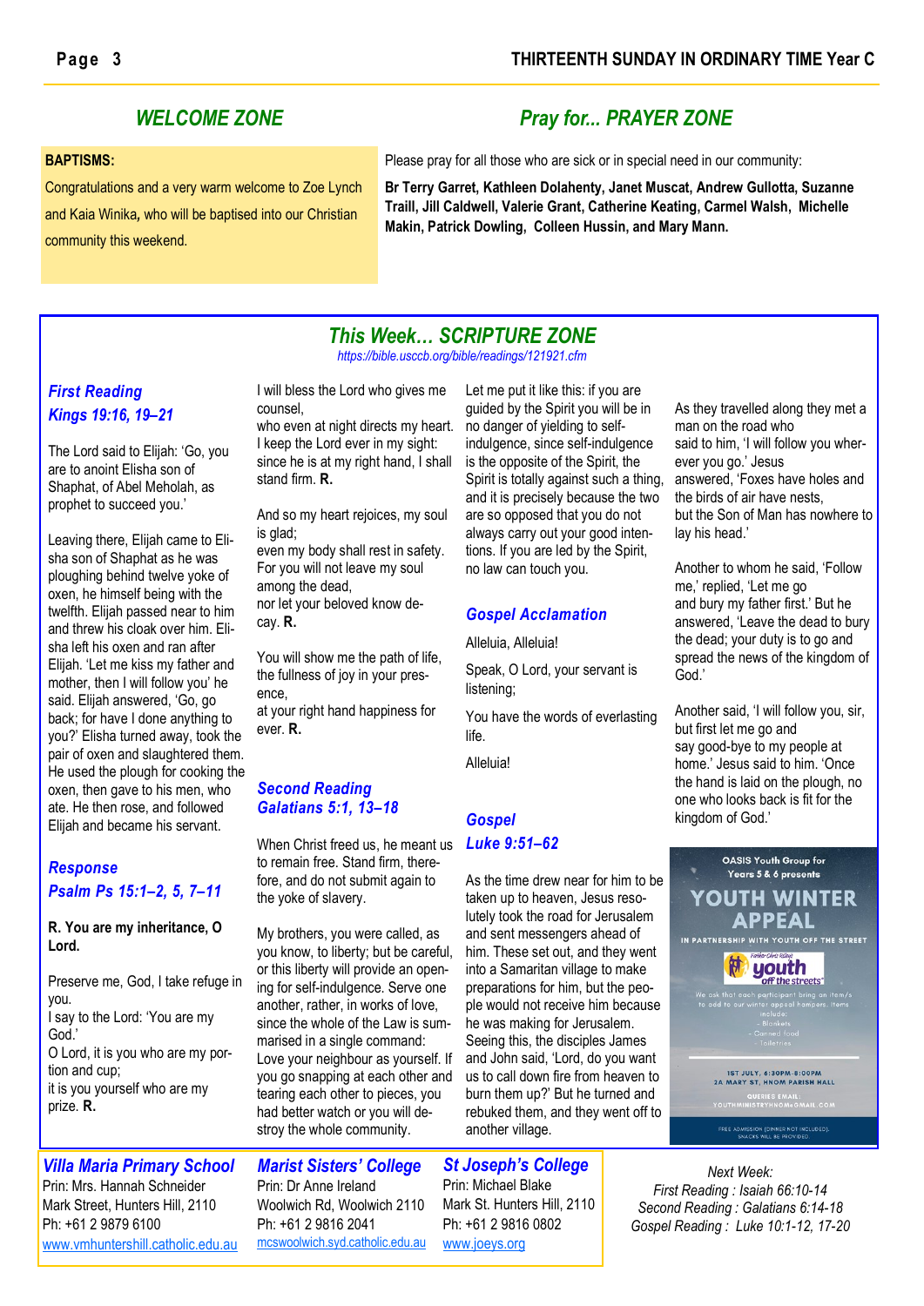## WELCOME ZONE

**BAPTISMS:**

Congratulations and a very warm welcome to Zoe Lynch and Kaia Winika**,** who will be baptised into our Christian community this weekend.

## Pray for... PRAYER ZONE

Please pray for all those who are sick or in special need in our community:

**Br Terry Garret, Kathleen Dolahenty, Janet Muscat, Andrew Gullotta, Suzanne Traill, Jill Caldwell, Valerie Grant, Catherine Keating, Carmel Walsh, Michelle Makin, Patrick Dowling, Colleen Hussin, and Mary Mann.**

## This Week… SCRIPTURE ZONE

*https://bible.usccb.org/bible/readings/121921.cfm*

### First Reading
### Kings 19:16, 19–21

The Lord said to Elijah: 'Go, you are to anoint Elisha son of Shaphat, of Abel Meholah, as prophet to succeed you.'

Leaving there, Elijah came to Elisha son of Shaphat as he was ploughing behind twelve yoke of oxen, he himself being with the twelfth. Elijah passed near to him and threw his cloak over him. Elisha left his oxen and ran after Elijah. 'Let me kiss my father and mother, then I will follow you' he said. Elijah answered, 'Go, go back; for have I done anything to you?' Elisha turned away, took the pair of oxen and slaughtered them. He used the plough for cooking the oxen, then gave to his men, who ate. He then rose, and followed Elijah and became his servant.

### Response
### Psalm Ps 15:1–2, 5, 7–11

**R. You are my inheritance, O Lord.**

Preserve me, God, I take refuge in you.
I say to the Lord: 'You are my God.'
O Lord, it is you who are my portion and cup;
it is you yourself who are my prize. **R.**

I will bless the Lord who gives me counsel,
who even at night directs my heart.
I keep the Lord ever in my sight:
since he is at my right hand, I shall stand firm. **R.**

And so my heart rejoices, my soul is glad;
even my body shall rest in safety.
For you will not leave my soul among the dead,
nor let your beloved know decay. **R.**

You will show me the path of life, the fullness of joy in your presence,
at your right hand happiness for ever. **R.**

### Second Reading
### Galatians 5:1, 13–18

When Christ freed us, he meant us to remain free. Stand firm, therefore, and do not submit again to the yoke of slavery.

My brothers, you were called, as you know, to liberty; but be careful, or this liberty will provide an opening for self-indulgence. Serve one another, rather, in works of love, since the whole of the Law is summarised in a single command: Love your neighbour as yourself. If you go snapping at each other and tearing each other to pieces, you had better watch or you will destroy the whole community.

Let me put it like this: if you are guided by the Spirit you will be in no danger of yielding to self-indulgence, since self-indulgence is the opposite of the Spirit, the Spirit is totally against such a thing, and it is precisely because the two are so opposed that you do not always carry out your good intentions. If you are led by the Spirit, no law can touch you.

### Gospel Acclamation

Alleluia, Alleluia!

Speak, O Lord, your servant is listening;

You have the words of everlasting life.

Alleluia!

### Gospel
### Luke 9:51–62

As the time drew near for him to be taken up to heaven, Jesus resolutely took the road for Jerusalem and sent messengers ahead of him. These set out, and they went into a Samaritan village to make preparations for him, but the people would not receive him because he was making for Jerusalem. Seeing this, the disciples James and John said, 'Lord, do you want us to call down fire from heaven to burn them up?' But he turned and rebuked them, and they went off to another village.

As they travelled along they met a man on the road who said to him, 'I will follow you wherever you go.' Jesus answered, 'Foxes have holes and the birds of air have nests, but the Son of Man has nowhere to lay his head.'

Another to whom he said, 'Follow me,' replied, 'Let me go and bury my father first.' But he answered, 'Leave the dead to bury the dead; your duty is to go and spread the news of the kingdom of God.'

Another said, 'I will follow you, sir, but first let me go and say good-bye to my people at home.' Jesus said to him. 'Once the hand is laid on the plough, no one who looks back is fit for the kingdom of God.'

OASIS Youth Group for Years 5 & 6 presents
YOUTH WINTER APPEAL
IN PARTNERSHIP WITH YOUTH OFF THE STREET
youth off the streets
We ask that each participant bring an item/s to add to our winter appeal hampers. Items include:
- Blankets
- Canned food
- Toiletries
1ST JULY, 6:30PM-8:00PM
2A MARY ST, HNOM PARISH HALL
QUERIES EMAIL: YOUTHMINISTRYHNOM@GMAIL.COM
FREE ADMISSION (DINNER NOT INCLUDED). SNACKS WILL BE PROVIDED.

### Villa Maria Primary School

Prin: Mrs. Hannah Schneider
Mark Street, Hunters Hill, 2110
Ph: +61 2 9879 6100
www.vmhuntershill.catholic.edu.au

### Marist Sisters' College

Prin: Dr Anne Ireland
Woolwich Rd, Woolwich 2110
Ph: +61 2 9816 2041
mcswoolwich.syd.catholic.edu.au

### St Joseph's College

Prin: Michael Blake
Mark St. Hunters Hill, 2110
Ph: +61 2 9816 0802
www.joeys.org

*Next Week:*
*First Reading : Isaiah 66:10-14*
*Second Reading : Galatians 6:14-18*
*Gospel Reading : Luke 10:1-12, 17-20*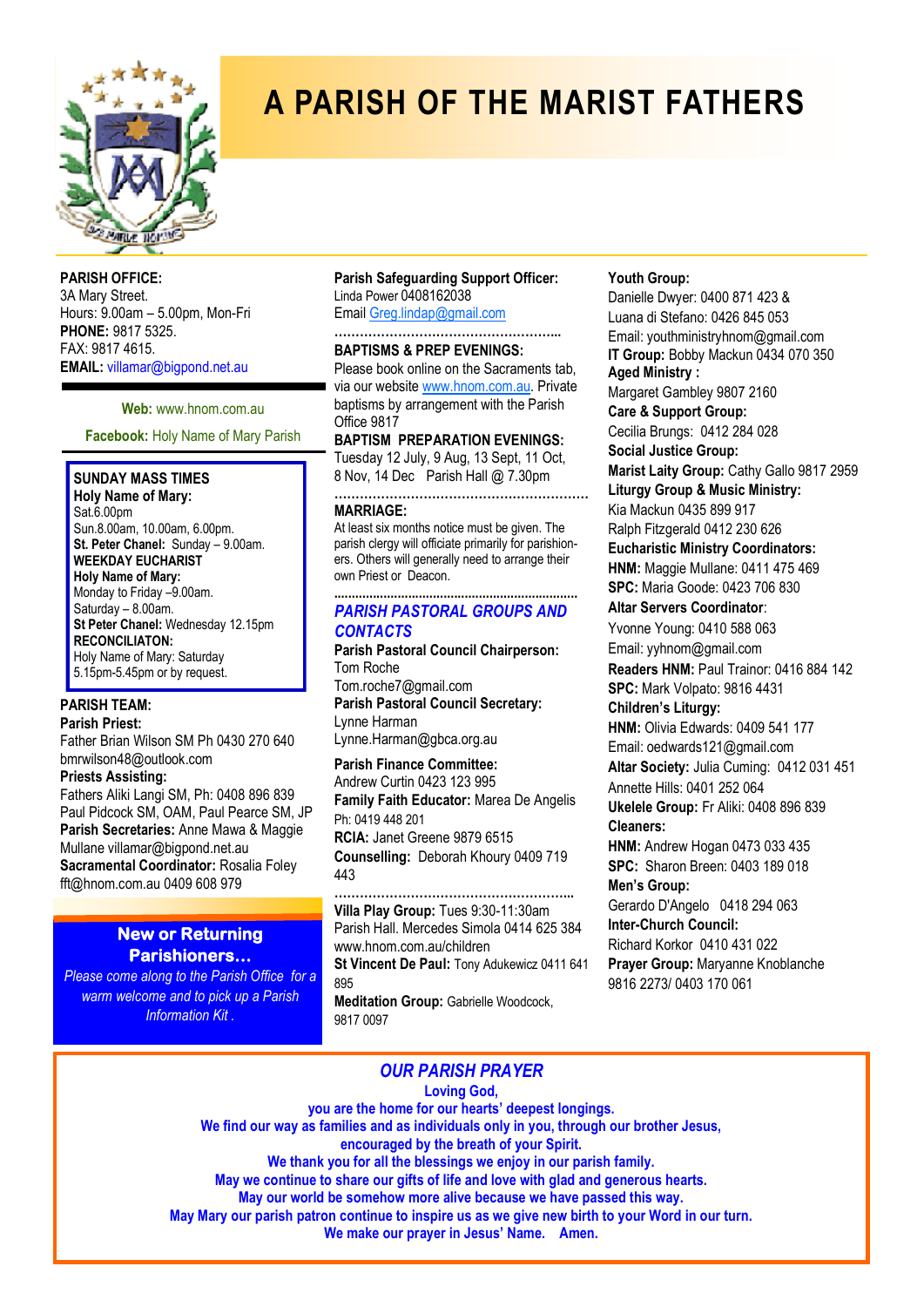# A PARISH OF THE MARIST FATHERS

**PARISH OFFICE:**
3A Mary Street.
Hours: 9.00am – 5.00pm, Mon-Fri
**PHONE:** 9817 5325.
FAX: 9817 4615.
**EMAIL:** villamar@bigpond.net.au

**Web:** www.hnom.com.au

**Facebook:** Holy Name of Mary Parish

**SUNDAY MASS TIMES**
**Holy Name of Mary:**
Sat.6.00pm
Sun.8.00am, 10.00am, 6.00pm.
**St. Peter Chanel:** Sunday – 9.00am.
**WEEKDAY EUCHARIST**
**Holy Name of Mary:**
Monday to Friday –9.00am.
Saturday – 8.00am.
**St Peter Chanel:** Wednesday 12.15pm
**RECONCILIATON:**
Holy Name of Mary: Saturday
5.15pm-5.45pm or by request.

**PARISH TEAM:**
**Parish Priest:**
Father Brian Wilson SM Ph 0430 270 640
bmrwilson48@outlook.com
**Priests Assisting:**
Fathers Aliki Langi SM, Ph: 0408 896 839
Paul Pidcock SM, OAM, Paul Pearce SM, JP
**Parish Secretaries:** Anne Mawa & Maggie Mullane villamar@bigpond.net.au
**Sacramental Coordinator:** Rosalia Foley
fft@hnom.com.au 0409 608 979

**New or Returning Parishioners…**
*Please come along to the Parish Office for a warm welcome and to pick up a Parish Information Kit .*

**Parish Safeguarding Support Officer:**
Linda Power 0408162038
Email Greg.lindap@gmail.com

**BAPTISMS & PREP EVENINGS:**
Please book online on the Sacraments tab, via our website www.hnom.com.au. Private baptisms by arrangement with the Parish Office 9817
**BAPTISM PREPARATION EVENINGS:**
Tuesday 12 July, 9 Aug, 13 Sept, 11 Oct, 8 Nov, 14 Dec Parish Hall @ 7.30pm

**MARRIAGE:**
At least six months notice must be given. The parish clergy will officiate primarily for parishioners. Others will generally need to arrange their own Priest or Deacon.

## *PARISH PASTORAL GROUPS AND CONTACTS*

**Parish Pastoral Council Chairperson:**
Tom Roche
Tom.roche7@gmail.com
**Parish Pastoral Council Secretary:**
Lynne Harman
Lynne.Harman@gbca.org.au

**Parish Finance Committee:**
Andrew Curtin 0423 123 995
**Family Faith Educator:** Marea De Angelis
Ph: 0419 448 201
**RCIA:** Janet Greene 9879 6515
**Counselling:** Deborah Khoury 0409 719 443

**Villa Play Group:** Tues 9:30-11:30am
Parish Hall. Mercedes Simola 0414 625 384
www.hnom.com.au/children
**St Vincent De Paul:** Tony Adukewicz 0411 641 895
**Meditation Group:** Gabrielle Woodcock, 9817 0097

**Youth Group:**
Danielle Dwyer: 0400 871 423 &
Luana di Stefano: 0426 845 053
Email: youthministryhnom@gmail.com
**IT Group:** Bobby Mackun 0434 070 350
**Aged Ministry :**
Margaret Gambley 9807 2160
**Care & Support Group:**
Cecilia Brungs: 0412 284 028
**Social Justice Group:**
**Marist Laity Group:** Cathy Gallo 9817 2959
**Liturgy Group & Music Ministry:**
Kia Mackun 0435 899 917
Ralph Fitzgerald 0412 230 626
**Eucharistic Ministry Coordinators:**
**HNM:** Maggie Mullane: 0411 475 469
**SPC:** Maria Goode: 0423 706 830
**Altar Servers Coordinator**:
Yvonne Young: 0410 588 063
Email: yyhnom@gmail.com
**Readers HNM:** Paul Trainor: 0416 884 142
**SPC:** Mark Volpato: 9816 4431
**Children's Liturgy:**
**HNM:** Olivia Edwards: 0409 541 177
Email: oedwards121@gmail.com
**Altar Society:** Julia Cuming: 0412 031 451
Annette Hills: 0401 252 064
**Ukelele Group:** Fr Aliki: 0408 896 839
**Cleaners:**
**HNM:** Andrew Hogan 0473 033 435
**SPC:** Sharon Breen: 0403 189 018
**Men's Group:**
Gerardo D'Angelo 0418 294 063
**Inter-Church Council:**
Richard Korkor 0410 431 022
**Prayer Group:** Maryanne Knoblanche
9816 2273/ 0403 170 061

## *OUR PARISH PRAYER*

**Loving God,**
**you are the home for our hearts' deepest longings.**
**We find our way as families and as individuals only in you, through our brother Jesus,**
**encouraged by the breath of your Spirit.**
**We thank you for all the blessings we enjoy in our parish family.**
**May we continue to share our gifts of life and love with glad and generous hearts.**
**May our world be somehow more alive because we have passed this way.**
**May Mary our parish patron continue to inspire us as we give new birth to your Word in our turn.**
**We make our prayer in Jesus' Name. Amen.**